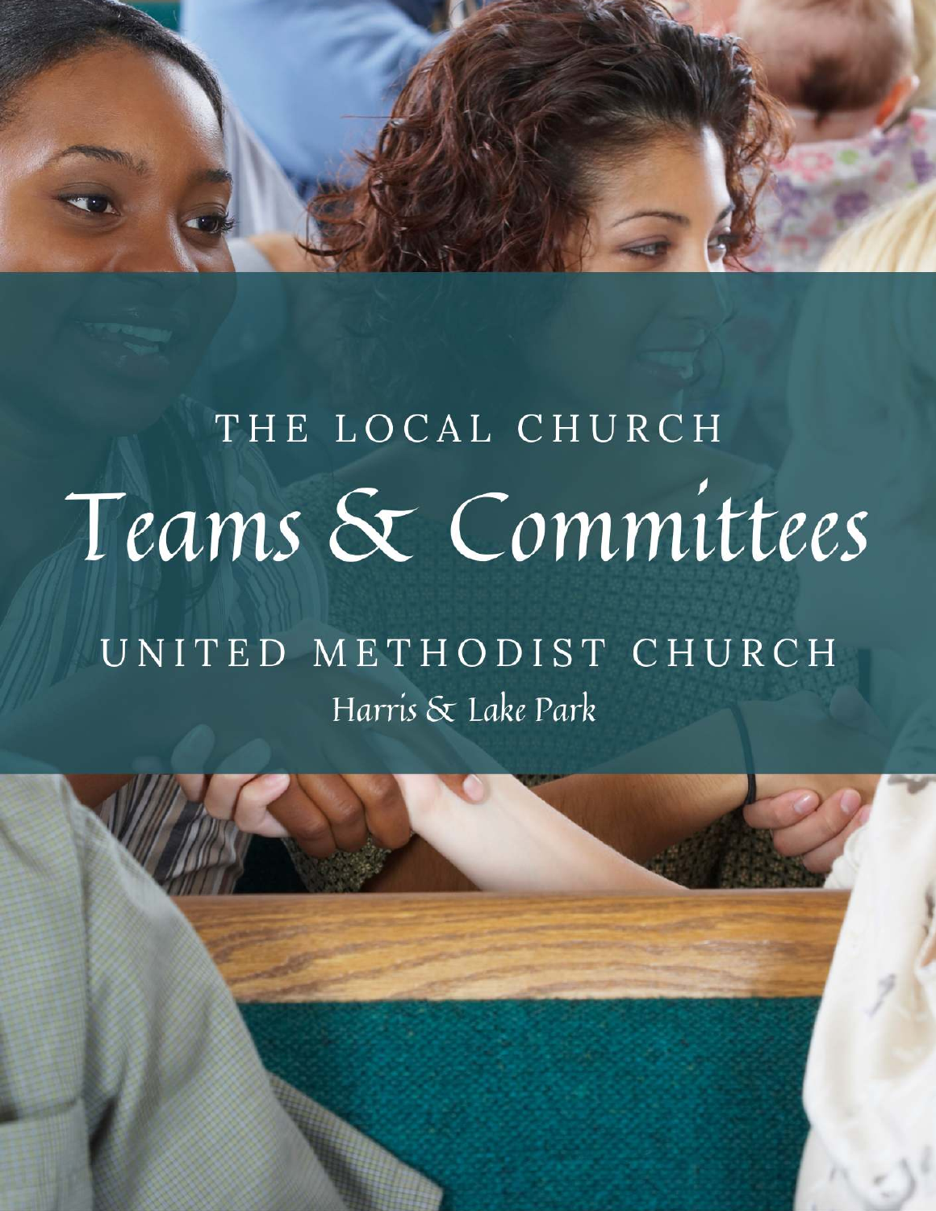THE LOCAL CHURCH

# Teams & Committees

## UNITED METHODIST CHURCH

Harris & Lake Park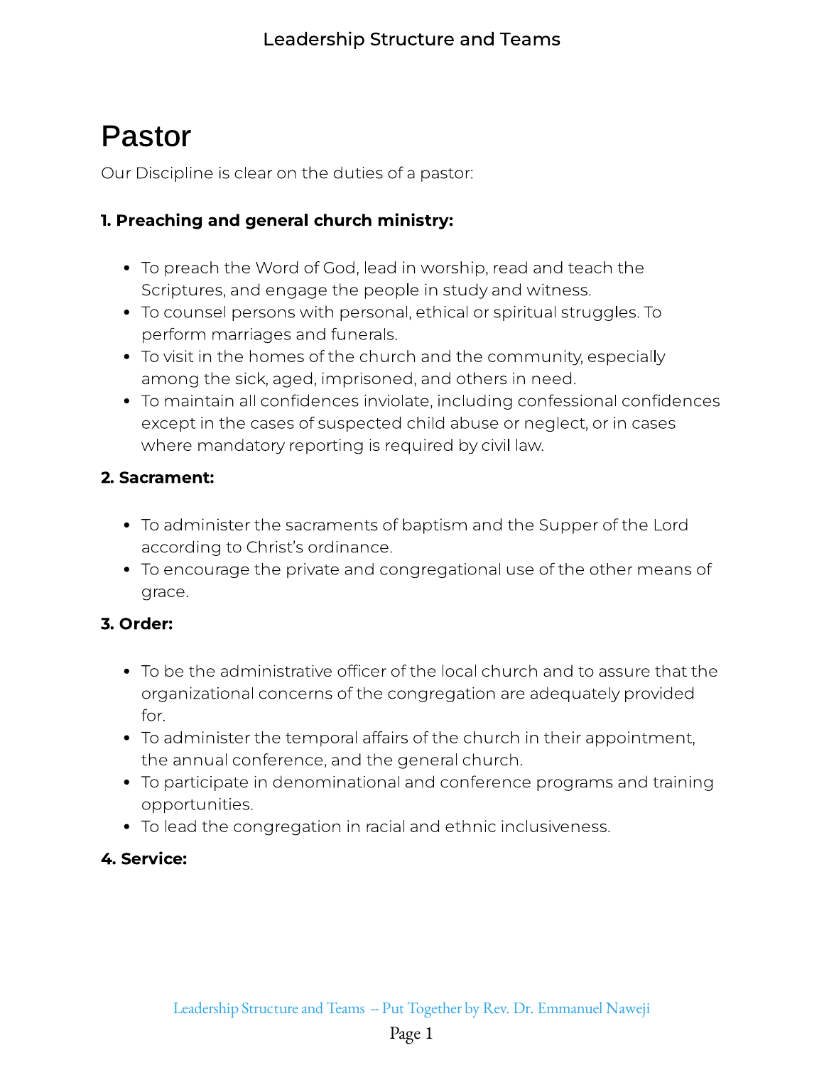# Pastor

Our Discipline is clear on the duties of a pastor:

**1. Preaching and general church ministry:**

- To preach the Word of God, lead in worship, read and teach the Scriptures, and engage the people in study and witness.
- To counsel persons with personal, ethical or spiritual struggles. To perform marriages and funerals.
- To visit in the homes of the church and the community, especially among the sick, aged, imprisoned, and others in need.
- To maintain all confidences inviolate, including confessional confidences except in the cases of suspected child abuse or neglect, or in cases where mandatory reporting is required by civil law.

**2. Sacrament:**

- To administer the sacraments of baptism and the Supper of the Lord according to Christ's ordinance.
- To encourage the private and congregational use of the other means of grace.

**3. Order:**

- To be the administrative officer of the local church and to assure that the organizational concerns of the congregation are adequately provided for.
- To administer the temporal affairs of the church in their appointment, the annual conference, and the general church.
- To participate in denominational and conference programs and training opportunities.
- To lead the congregation in racial and ethnic inclusiveness.

**4. Service:**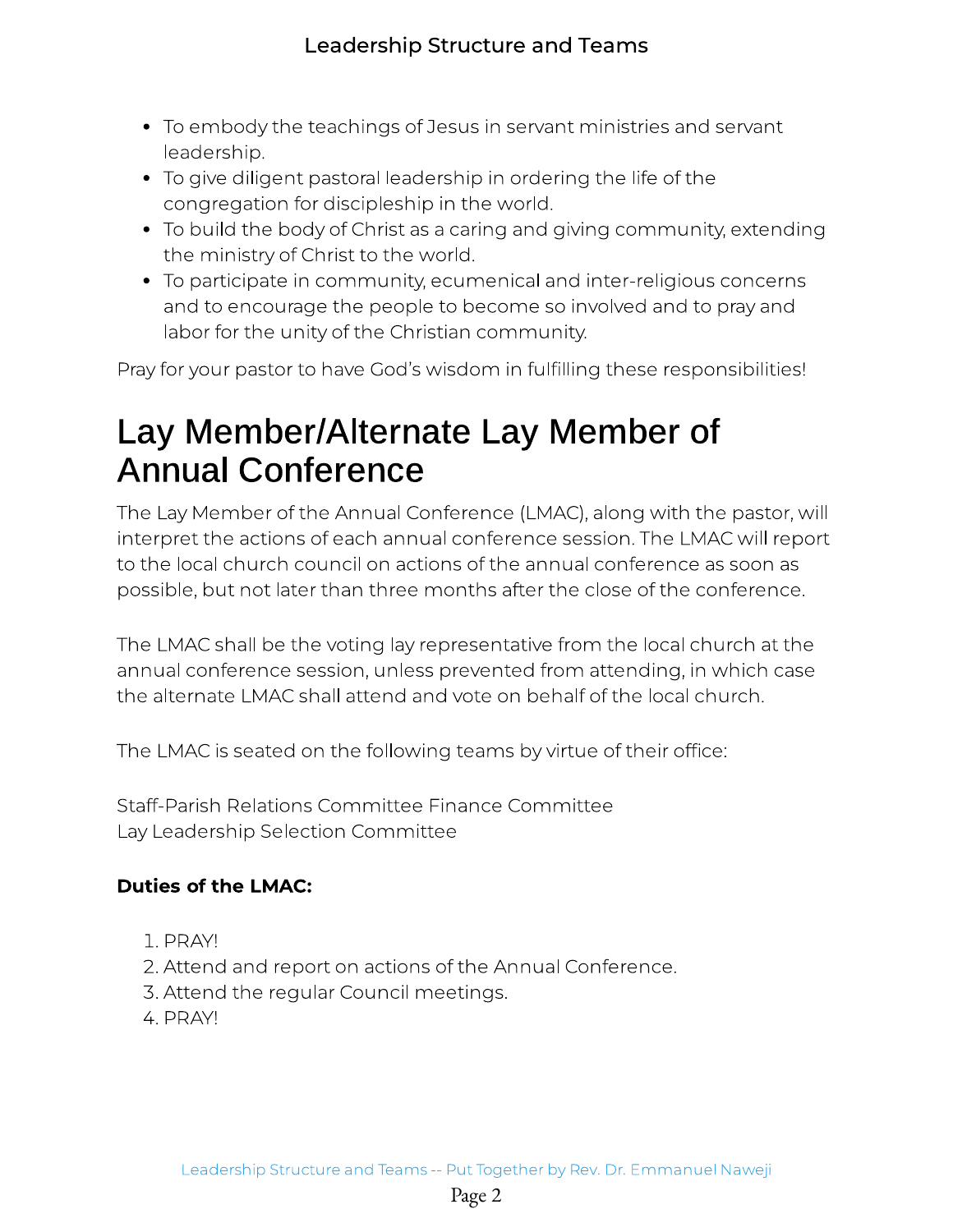- To embody the teachings of Jesus in servant ministries and servant leadership.
- To give diligent pastoral leadership in ordering the life of the congregation for discipleship in the world.
- To build the body of Christ as a caring and giving community, extending the ministry of Christ to the world.
- To participate in community, ecumenical and inter-religious concerns and to encourage the people to become so involved and to pray and labor for the unity of the Christian community.

Pray for your pastor to have God's wisdom in fulfilling these responsibilities!

# Lay Member/Alternate Lay Member of Annual Conference

The Lay Member of the Annual Conference (LMAC), along with the pastor, will interpret the actions of each annual conference session. The LMAC will report to the local church council on actions of the annual conference as soon as possible, but not later than three months after the close of the conference.

The LMAC shall be the voting lay representative from the local church at the annual conference session, unless prevented from attending, in which case the alternate LMAC shall attend and vote on behalf of the local church.

The LMAC is seated on the following teams by virtue of their office:

Staff-Parish Relations Committee Finance Committee
Lay Leadership Selection Committee

**Duties of the LMAC:**

1. PRAY!
2. Attend and report on actions of the Annual Conference.
3. Attend the regular Council meetings.
4. PRAY!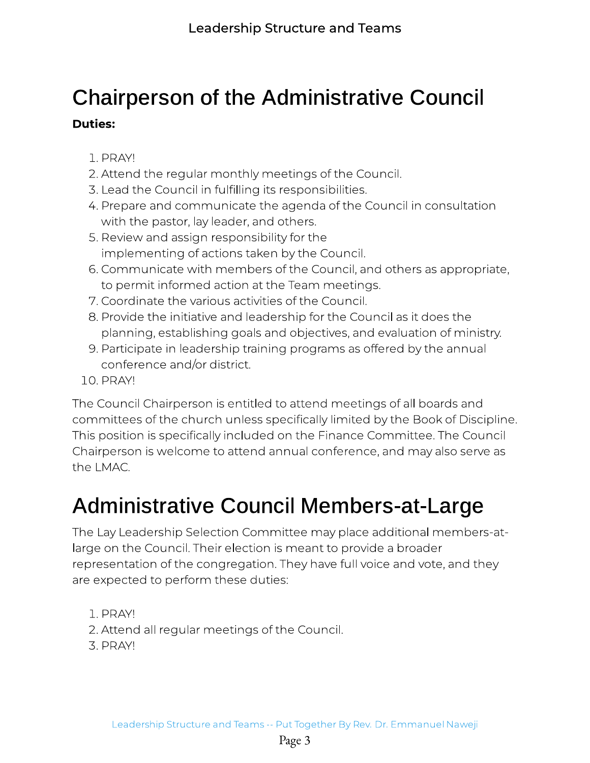# Chairperson of the Administrative Council

**Duties:**

1. PRAY!
2. Attend the regular monthly meetings of the Council.
3. Lead the Council in fulfilling its responsibilities.
4. Prepare and communicate the agenda of the Council in consultation with the pastor, lay leader, and others.
5. Review and assign responsibility for the implementing of actions taken by the Council.
6. Communicate with members of the Council, and others as appropriate, to permit informed action at the Team meetings.
7. Coordinate the various activities of the Council.
8. Provide the initiative and leadership for the Council as it does the planning, establishing goals and objectives, and evaluation of ministry.
9. Participate in leadership training programs as offered by the annual conference and/or district.
10. PRAY!

The Council Chairperson is entitled to attend meetings of all boards and committees of the church unless specifically limited by the Book of Discipline. This position is specifically included on the Finance Committee. The Council Chairperson is welcome to attend annual conference, and may also serve as the LMAC.

# Administrative Council Members-at-Large

The Lay Leadership Selection Committee may place additional members-at-large on the Council. Their election is meant to provide a broader representation of the congregation. They have full voice and vote, and they are expected to perform these duties:

1. PRAY!
2. Attend all regular meetings of the Council.
3. PRAY!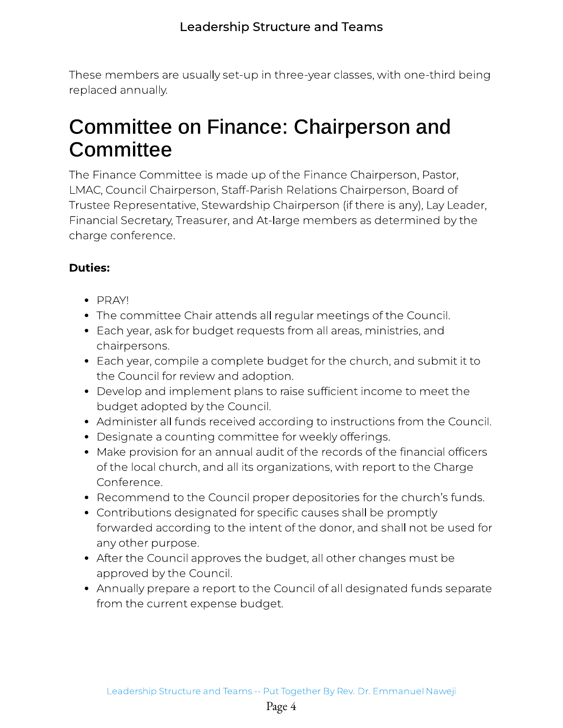These members are usually set-up in three-year classes, with one-third being replaced annually.

## Committee on Finance: Chairperson and Committee

The Finance Committee is made up of the Finance Chairperson, Pastor, LMAC, Council Chairperson, Staff-Parish Relations Chairperson, Board of Trustee Representative, Stewardship Chairperson (if there is any), Lay Leader, Financial Secretary, Treasurer, and At-large members as determined by the charge conference.

**Duties:**

- PRAY!
- The committee Chair attends all regular meetings of the Council.
- Each year, ask for budget requests from all areas, ministries, and chairpersons.
- Each year, compile a complete budget for the church, and submit it to the Council for review and adoption.
- Develop and implement plans to raise sufficient income to meet the budget adopted by the Council.
- Administer all funds received according to instructions from the Council.
- Designate a counting committee for weekly offerings.
- Make provision for an annual audit of the records of the financial officers of the local church, and all its organizations, with report to the Charge Conference.
- Recommend to the Council proper depositories for the church's funds.
- Contributions designated for specific causes shall be promptly forwarded according to the intent of the donor, and shall not be used for any other purpose.
- After the Council approves the budget, all other changes must be approved by the Council.
- Annually prepare a report to the Council of all designated funds separate from the current expense budget.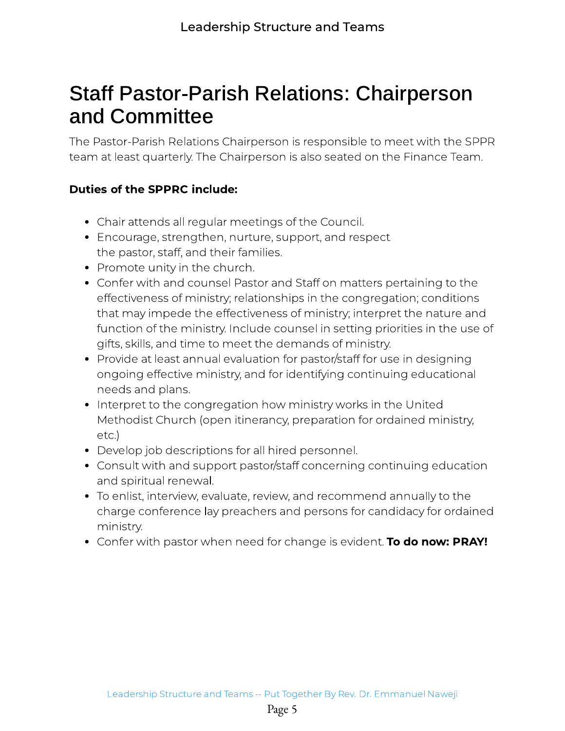# Staff Pastor-Parish Relations: Chairperson and Committee

The Pastor-Parish Relations Chairperson is responsible to meet with the SPPR team at least quarterly. The Chairperson is also seated on the Finance Team.

**Duties of the SPPRC include:**

- Chair attends all regular meetings of the Council.
- Encourage, strengthen, nurture, support, and respect the pastor, staff, and their families.
- Promote unity in the church.
- Confer with and counsel Pastor and Staff on matters pertaining to the effectiveness of ministry; relationships in the congregation; conditions that may impede the effectiveness of ministry; interpret the nature and function of the ministry. Include counsel in setting priorities in the use of gifts, skills, and time to meet the demands of ministry.
- Provide at least annual evaluation for pastor/staff for use in designing ongoing effective ministry, and for identifying continuing educational needs and plans.
- Interpret to the congregation how ministry works in the United Methodist Church (open itinerancy, preparation for ordained ministry, etc.)
- Develop job descriptions for all hired personnel.
- Consult with and support pastor/staff concerning continuing education and spiritual renewal.
- To enlist, interview, evaluate, review, and recommend annually to the charge conference lay preachers and persons for candidacy for ordained ministry.
- Confer with pastor when need for change is evident. **To do now: PRAY!**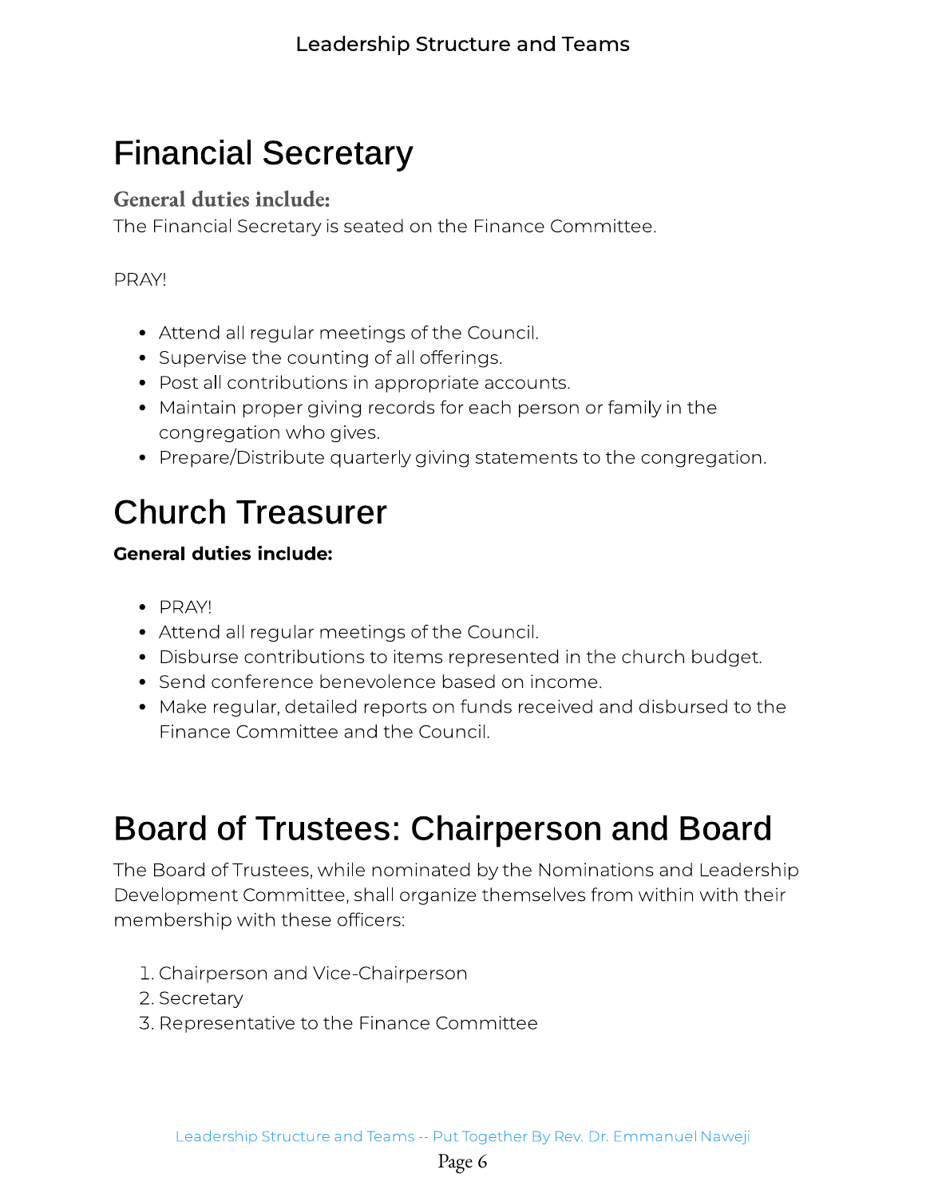# Financial Secretary

**General duties include:**

The Financial Secretary is seated on the Finance Committee.

PRAY!

- Attend all regular meetings of the Council.
- Supervise the counting of all offerings.
- Post all contributions in appropriate accounts.
- Maintain proper giving records for each person or family in the congregation who gives.
- Prepare/Distribute quarterly giving statements to the congregation.

# Church Treasurer

**General duties include:**

- PRAY!
- Attend all regular meetings of the Council.
- Disburse contributions to items represented in the church budget.
- Send conference benevolence based on income.
- Make regular, detailed reports on funds received and disbursed to the Finance Committee and the Council.

# Board of Trustees: Chairperson and Board

The Board of Trustees, while nominated by the Nominations and Leadership Development Committee, shall organize themselves from within with their membership with these officers:

1. Chairperson and Vice-Chairperson
2. Secretary
3. Representative to the Finance Committee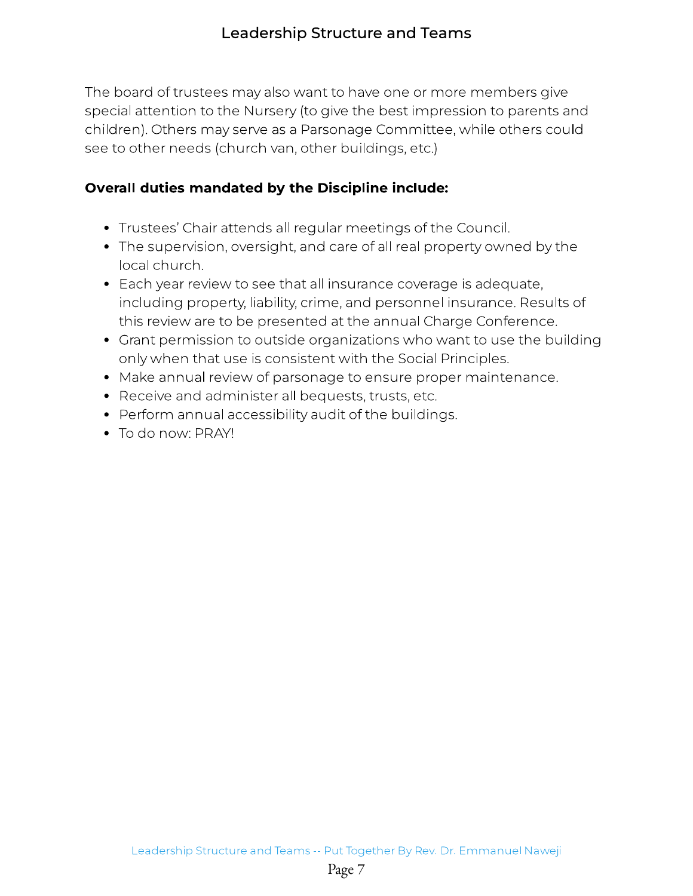The board of trustees may also want to have one or more members give special attention to the Nursery (to give the best impression to parents and children). Others may serve as a Parsonage Committee, while others could see to other needs (church van, other buildings, etc.)

**Overall duties mandated by the Discipline include:**

- Trustees' Chair attends all regular meetings of the Council.
- The supervision, oversight, and care of all real property owned by the local church.
- Each year review to see that all insurance coverage is adequate, including property, liability, crime, and personnel insurance. Results of this review are to be presented at the annual Charge Conference.
- Grant permission to outside organizations who want to use the building only when that use is consistent with the Social Principles.
- Make annual review of parsonage to ensure proper maintenance.
- Receive and administer all bequests, trusts, etc.
- Perform annual accessibility audit of the buildings.
- To do now: PRAY!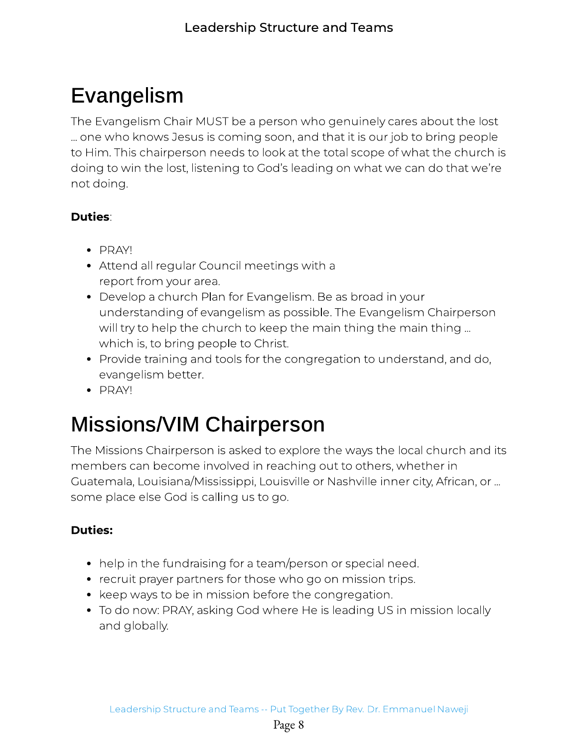# Evangelism

The Evangelism Chair MUST be a person who genuinely cares about the lost … one who knows Jesus is coming soon, and that it is our job to bring people to Him. This chairperson needs to look at the total scope of what the church is doing to win the lost, listening to God's leading on what we can do that we're not doing.

**Duties**:

- PRAY!
- Attend all regular Council meetings with a report from your area.
- Develop a church Plan for Evangelism. Be as broad in your understanding of evangelism as possible. The Evangelism Chairperson will try to help the church to keep the main thing the main thing … which is, to bring people to Christ.
- Provide training and tools for the congregation to understand, and do, evangelism better.
- PRAY!

# Missions/VIM Chairperson

The Missions Chairperson is asked to explore the ways the local church and its members can become involved in reaching out to others, whether in Guatemala, Louisiana/Mississippi, Louisville or Nashville inner city, African, or … some place else God is calling us to go.

**Duties:**

- help in the fundraising for a team/person or special need.
- recruit prayer partners for those who go on mission trips.
- keep ways to be in mission before the congregation.
- To do now: PRAY, asking God where He is leading US in mission locally and globally.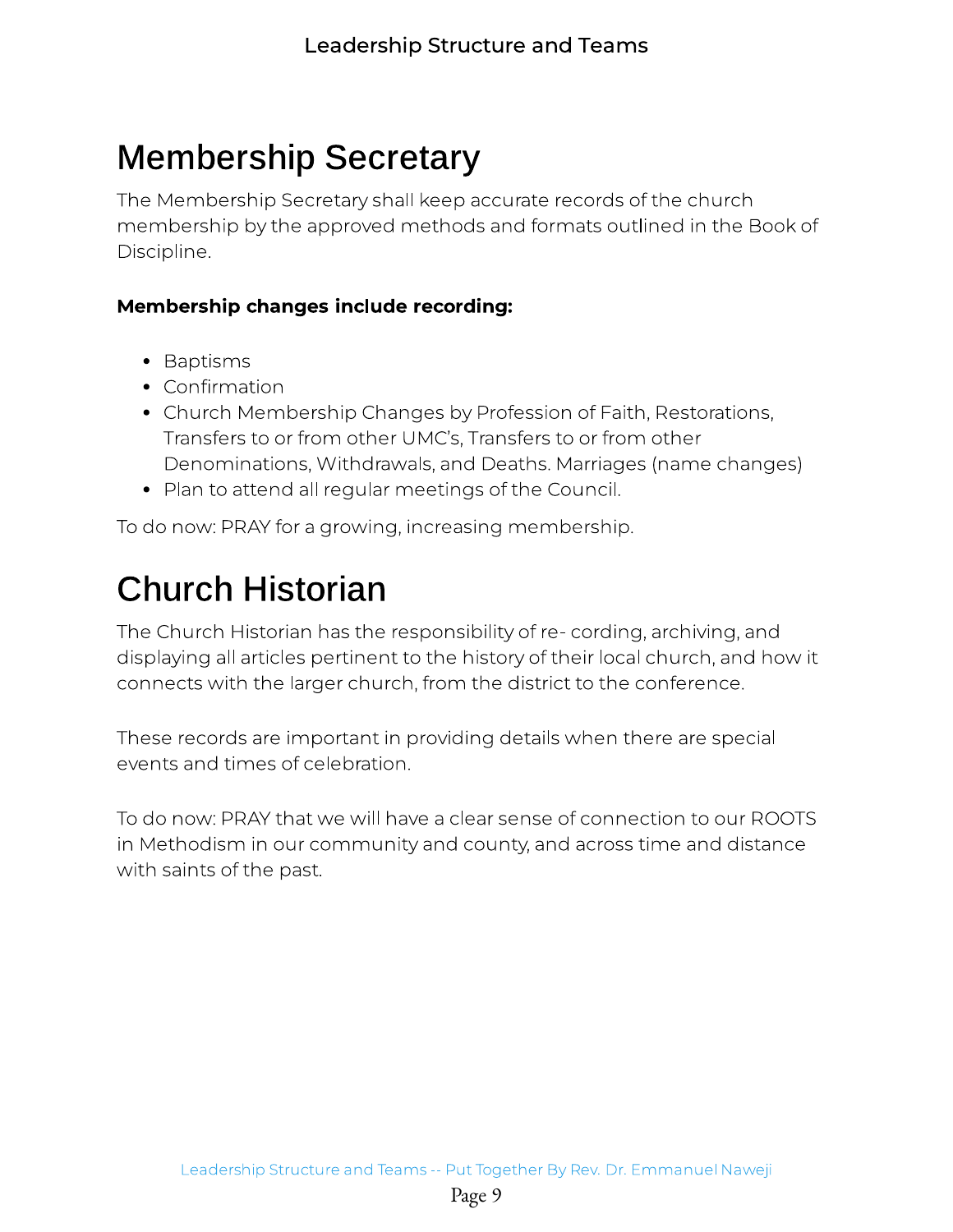# Membership Secretary

The Membership Secretary shall keep accurate records of the church membership by the approved methods and formats outlined in the Book of Discipline.

**Membership changes include recording:**

- Baptisms
- Confirmation
- Church Membership Changes by Profession of Faith, Restorations, Transfers to or from other UMC's, Transfers to or from other Denominations, Withdrawals, and Deaths. Marriages (name changes)
- Plan to attend all regular meetings of the Council.

To do now: PRAY for a growing, increasing membership.

# Church Historian

The Church Historian has the responsibility of re- cording, archiving, and displaying all articles pertinent to the history of their local church, and how it connects with the larger church, from the district to the conference.

These records are important in providing details when there are special events and times of celebration.

To do now: PRAY that we will have a clear sense of connection to our ROOTS in Methodism in our community and county, and across time and distance with saints of the past.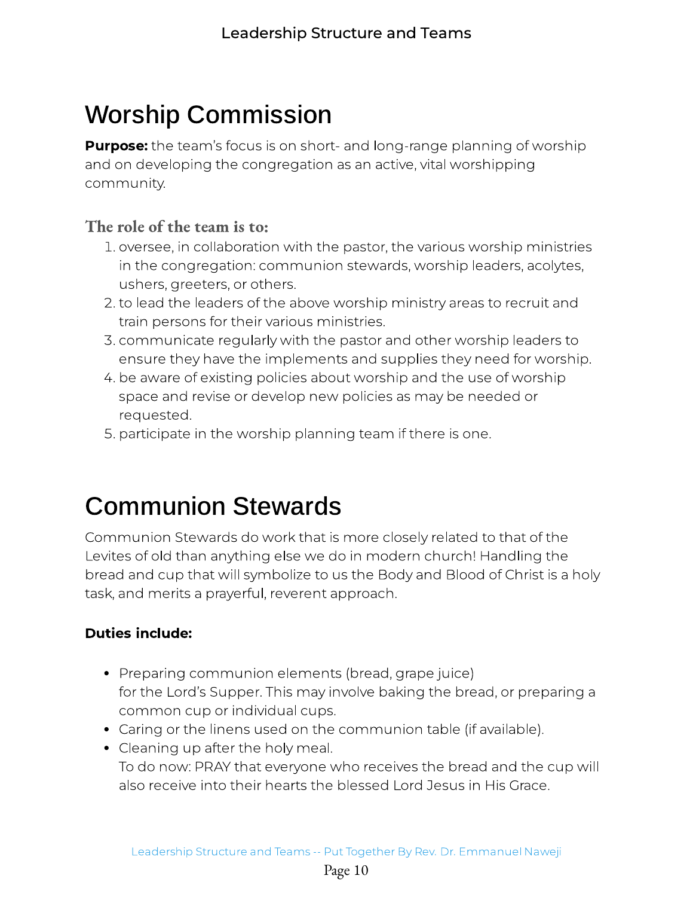# Worship Commission

**Purpose:** the team's focus is on short- and long-range planning of worship and on developing the congregation as an active, vital worshipping community.

### The role of the team is to:

1. oversee, in collaboration with the pastor, the various worship ministries in the congregation: communion stewards, worship leaders, acolytes, ushers, greeters, or others.
2. to lead the leaders of the above worship ministry areas to recruit and train persons for their various ministries.
3. communicate regularly with the pastor and other worship leaders to ensure they have the implements and supplies they need for worship.
4. be aware of existing policies about worship and the use of worship space and revise or develop new policies as may be needed or requested.
5. participate in the worship planning team if there is one.

# Communion Stewards

Communion Stewards do work that is more closely related to that of the Levites of old than anything else we do in modern church! Handling the bread and cup that will symbolize to us the Body and Blood of Christ is a holy task, and merits a prayerful, reverent approach.

**Duties include:**

- Preparing communion elements (bread, grape juice) for the Lord's Supper. This may involve baking the bread, or preparing a common cup or individual cups.
- Caring or the linens used on the communion table (if available).
- Cleaning up after the holy meal.
  To do now: PRAY that everyone who receives the bread and the cup will also receive into their hearts the blessed Lord Jesus in His Grace.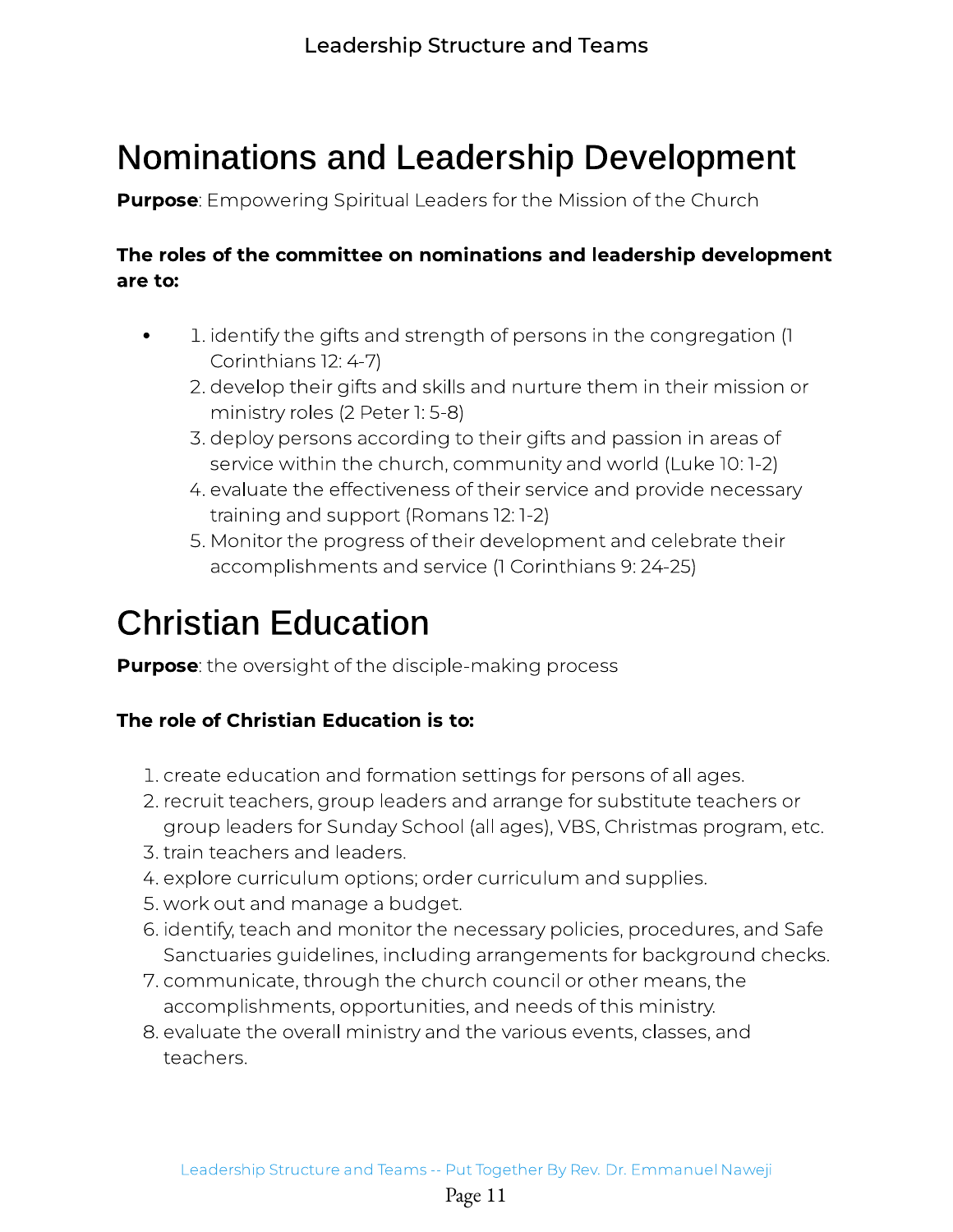# Nominations and Leadership Development

**Purpose**: Empowering Spiritual Leaders for the Mission of the Church

**The roles of the committee on nominations and leadership development are to:**

1. identify the gifts and strength of persons in the congregation (1 Corinthians 12: 4-7)
2. develop their gifts and skills and nurture them in their mission or ministry roles (2 Peter 1: 5-8)
3. deploy persons according to their gifts and passion in areas of service within the church, community and world (Luke 10: 1-2)
4. evaluate the effectiveness of their service and provide necessary training and support (Romans 12: 1-2)
5. Monitor the progress of their development and celebrate their accomplishments and service (1 Corinthians 9: 24-25)

# Christian Education

**Purpose**: the oversight of the disciple-making process

**The role of Christian Education is to:**

1. create education and formation settings for persons of all ages.
2. recruit teachers, group leaders and arrange for substitute teachers or group leaders for Sunday School (all ages), VBS, Christmas program, etc.
3. train teachers and leaders.
4. explore curriculum options; order curriculum and supplies.
5. work out and manage a budget.
6. identify, teach and monitor the necessary policies, procedures, and Safe Sanctuaries guidelines, including arrangements for background checks.
7. communicate, through the church council or other means, the accomplishments, opportunities, and needs of this ministry.
8. evaluate the overall ministry and the various events, classes, and teachers.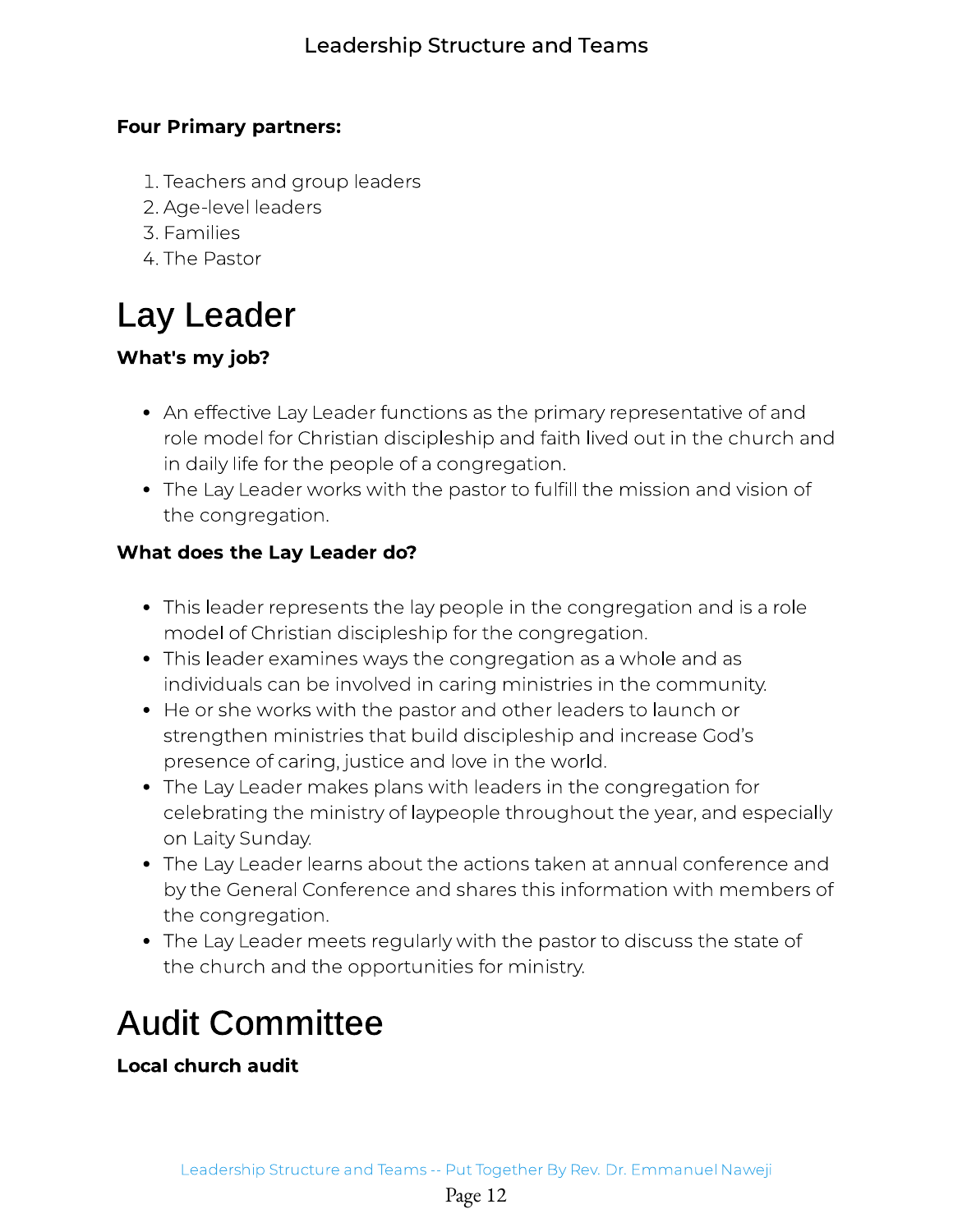**Four Primary partners:**

1. Teachers and group leaders
2. Age-level leaders
3. Families
4. The Pastor

# Lay Leader

**What's my job?**

- An effective Lay Leader functions as the primary representative of and role model for Christian discipleship and faith lived out in the church and in daily life for the people of a congregation.
- The Lay Leader works with the pastor to fulfill the mission and vision of the congregation.

**What does the Lay Leader do?**

- This leader represents the lay people in the congregation and is a role model of Christian discipleship for the congregation.
- This leader examines ways the congregation as a whole and as individuals can be involved in caring ministries in the community.
- He or she works with the pastor and other leaders to launch or strengthen ministries that build discipleship and increase God's presence of caring, justice and love in the world.
- The Lay Leader makes plans with leaders in the congregation for celebrating the ministry of laypeople throughout the year, and especially on Laity Sunday.
- The Lay Leader learns about the actions taken at annual conference and by the General Conference and shares this information with members of the congregation.
- The Lay Leader meets regularly with the pastor to discuss the state of the church and the opportunities for ministry.

# Audit Committee

**Local church audit**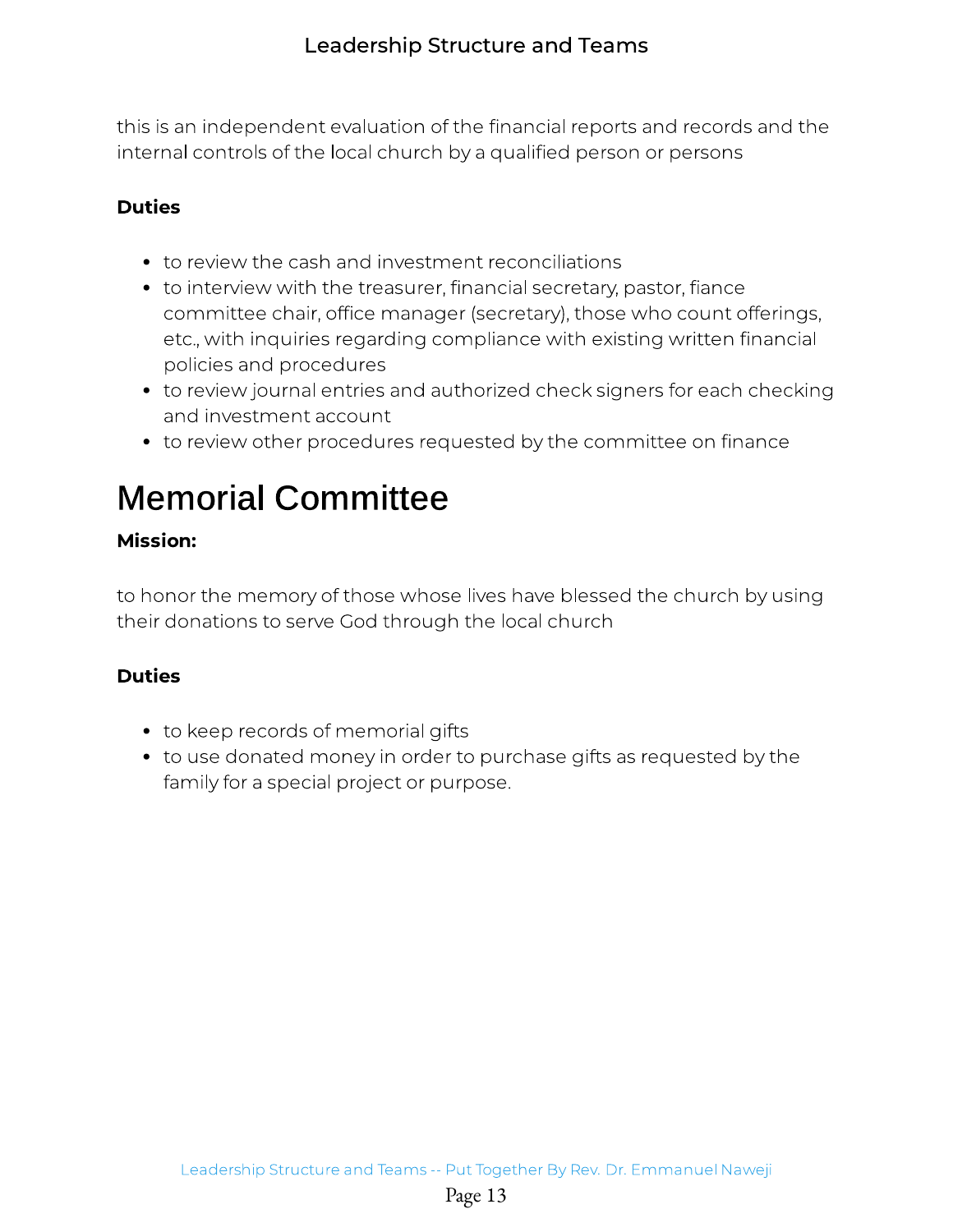this is an independent evaluation of the financial reports and records and the internal controls of the local church by a qualified person or persons

**Duties**

- to review the cash and investment reconciliations
- to interview with the treasurer, financial secretary, pastor, fiance committee chair, office manager (secretary), those who count offerings, etc., with inquiries regarding compliance with existing written financial policies and procedures
- to review journal entries and authorized check signers for each checking and investment account
- to review other procedures requested by the committee on finance

# Memorial Committee

**Mission:**

to honor the memory of those whose lives have blessed the church by using their donations to serve God through the local church

**Duties**

- to keep records of memorial gifts
- to use donated money in order to purchase gifts as requested by the family for a special project or purpose.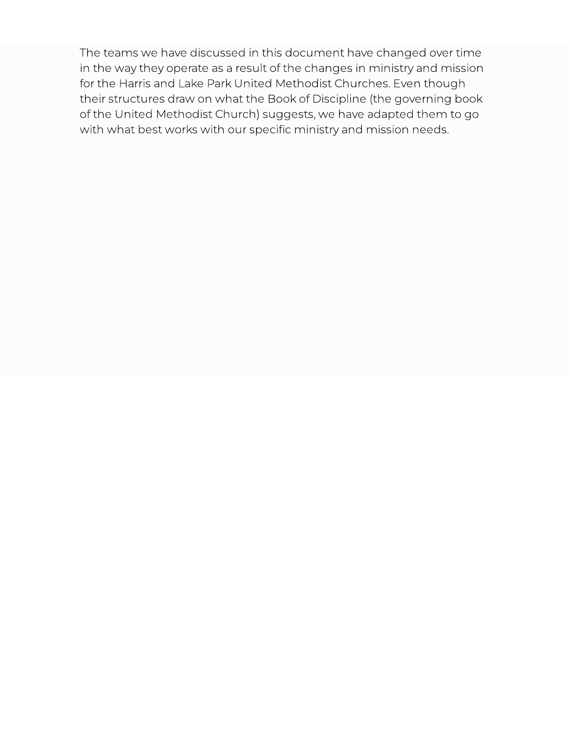The teams we have discussed in this document have changed over time in the way they operate as a result of the changes in ministry and mission for the Harris and Lake Park United Methodist Churches. Even though their structures draw on what the Book of Discipline (the governing book of the United Methodist Church) suggests, we have adapted them to go with what best works with our specific ministry and mission needs.